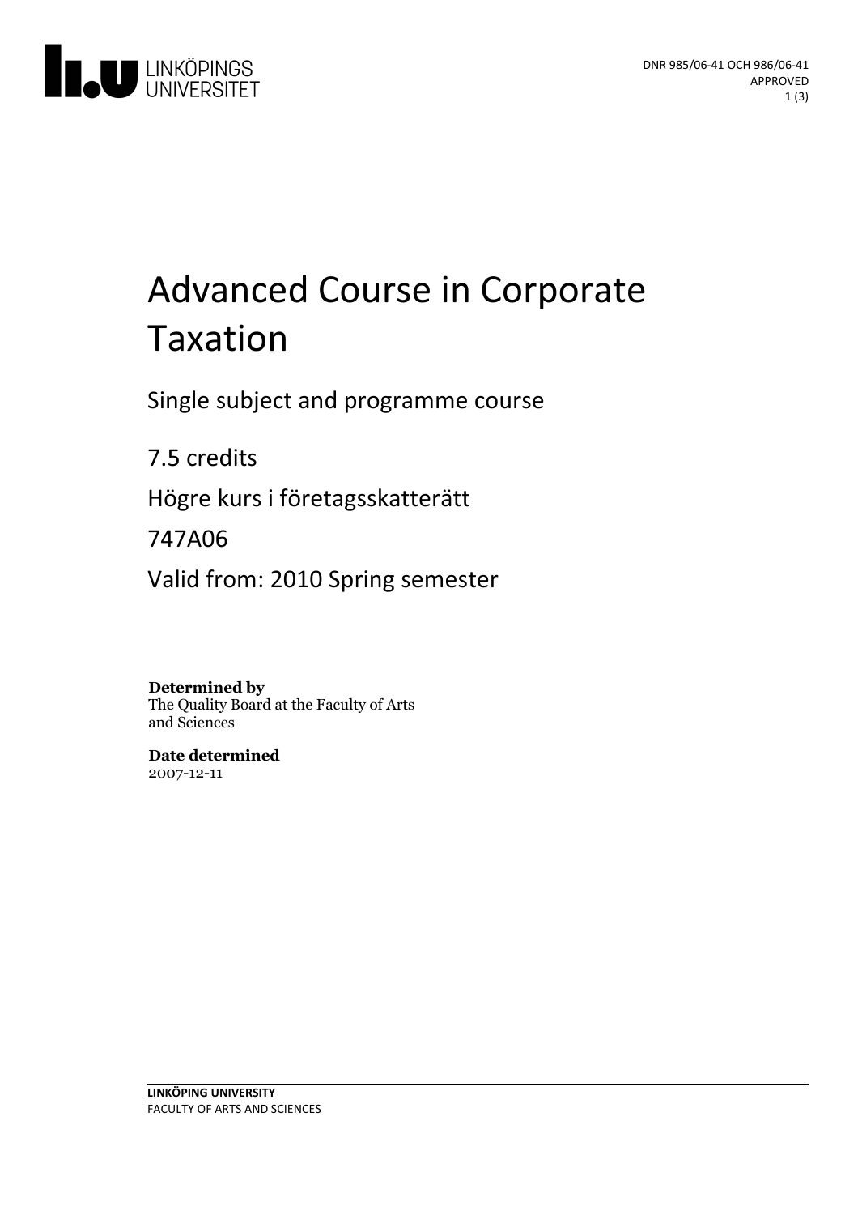DNR 985/06-41 OCH 986/06-41
APPROVED

# Advanced Course in Corporate Taxation

Single subject and programme course

7.5 credits

Högre kurs i företagsskatterätt

747A06

Valid from: 2010 Spring semester

**Determined by**
The Quality Board at the Faculty of Arts and Sciences

**Date determined**
2007-12-11

**LINKÖPING UNIVERSITY**
FACULTY OF ARTS AND SCIENCES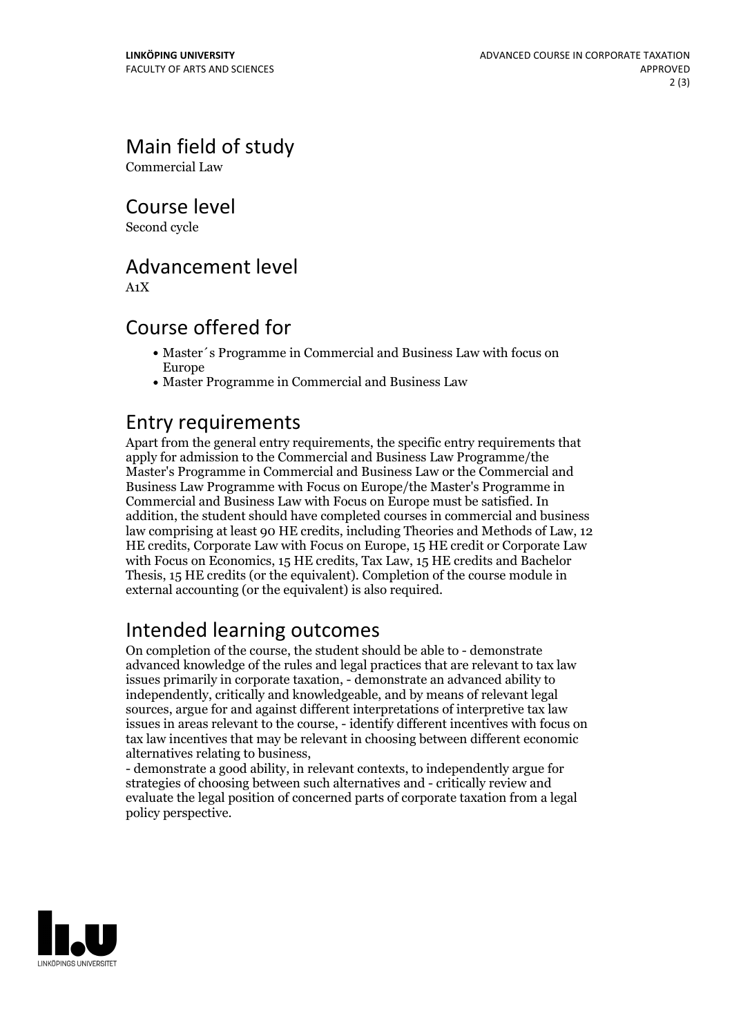## Main field of study

Commercial Law

## Course level

Second cycle

## Advancement level

A1X

## Course offered for

- Master´s Programme in Commercial and Business Law with focus on Europe
- Master Programme in Commercial and Business Law

## Entry requirements

Apart from the general entry requirements, the specific entry requirements that apply for admission to the Commercial and Business Law Programme/the Master's Programme in Commercial and Business Law or the Commercial and Business Law Programme with Focus on Europe/the Master's Programme in Commercial and Business Law with Focus on Europe must be satisfied. In addition, the student should have completed courses in commercial and business law comprising at least 90 HE credits, including Theories and Methods of Law, 12 HE credits, Corporate Law with Focus on Europe, 15 HE credit or Corporate Law with Focus on Economics, 15 HE credits, Tax Law, 15 HE credits and Bachelor Thesis, 15 HE credits (or the equivalent). Completion of the course module in external accounting (or the equivalent) is also required.

## Intended learning outcomes

On completion of the course, the student should be able to - demonstrate advanced knowledge of the rules and legal practices that are relevant to tax law issues primarily in corporate taxation, - demonstrate an advanced ability to independently, critically and knowledgeable, and by means of relevant legal sources, argue for and against different interpretations of interpretive tax law issues in areas relevant to the course, - identify different incentives with focus on tax law incentives that may be relevant in choosing between different economic alternatives relating to business,

- demonstrate a good ability, in relevant contexts, to independently argue for strategies of choosing between such alternatives and - critically review and evaluate the legal position of concerned parts of corporate taxation from a legal policy perspective.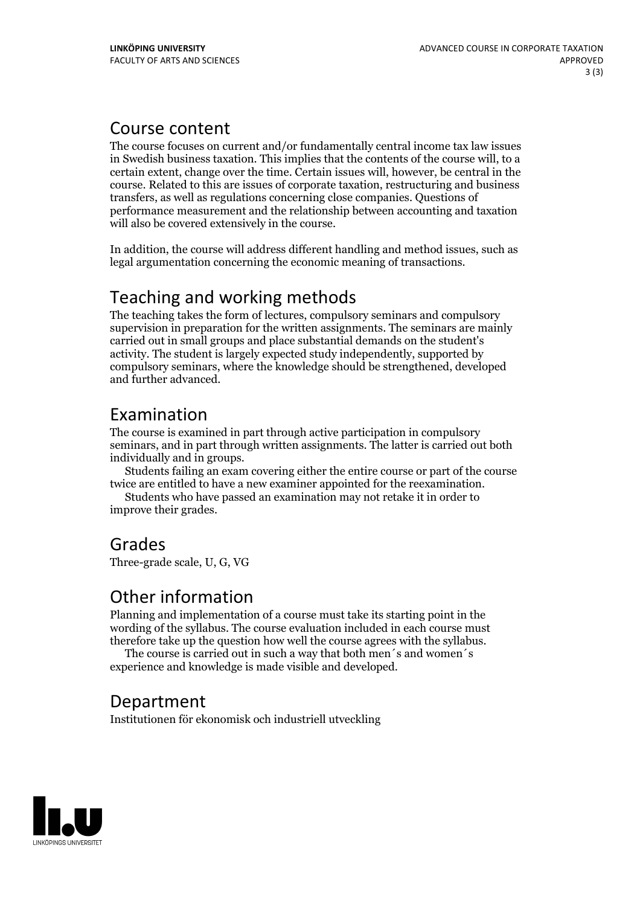## Course content

The course focuses on current and/or fundamentally central income tax law issues in Swedish business taxation. This implies that the contents of the course will, to a certain extent, change over the time. Certain issues will, however, be central in the course. Related to this are issues of corporate taxation, restructuring and business transfers, as well as regulations concerning close companies. Questions of performance measurement and the relationship between accounting and taxation will also be covered extensively in the course.

In addition, the course will address different handling and method issues, such as legal argumentation concerning the economic meaning of transactions.

## Teaching and working methods

The teaching takes the form of lectures, compulsory seminars and compulsory supervision in preparation for the written assignments. The seminars are mainly carried out in small groups and place substantial demands on the student's activity. The student is largely expected study independently, supported by compulsory seminars, where the knowledge should be strengthened, developed and further advanced.

## Examination

The course is examined in part through active participation in compulsory seminars, and in part through written assignments. The latter is carried out both individually and in groups.

Students failing an exam covering either the entire course or part of the course twice are entitled to have a new examiner appointed for the reexamination.

Students who have passed an examination may not retake it in order to improve their grades.

## Grades

Three-grade scale, U, G, VG

## Other information

Planning and implementation of a course must take its starting point in the wording of the syllabus. The course evaluation included in each course must therefore take up the question how well the course agrees with the syllabus.

The course is carried out in such a way that both men´s and women´s experience and knowledge is made visible and developed.

## Department

Institutionen för ekonomisk och industriell utveckling